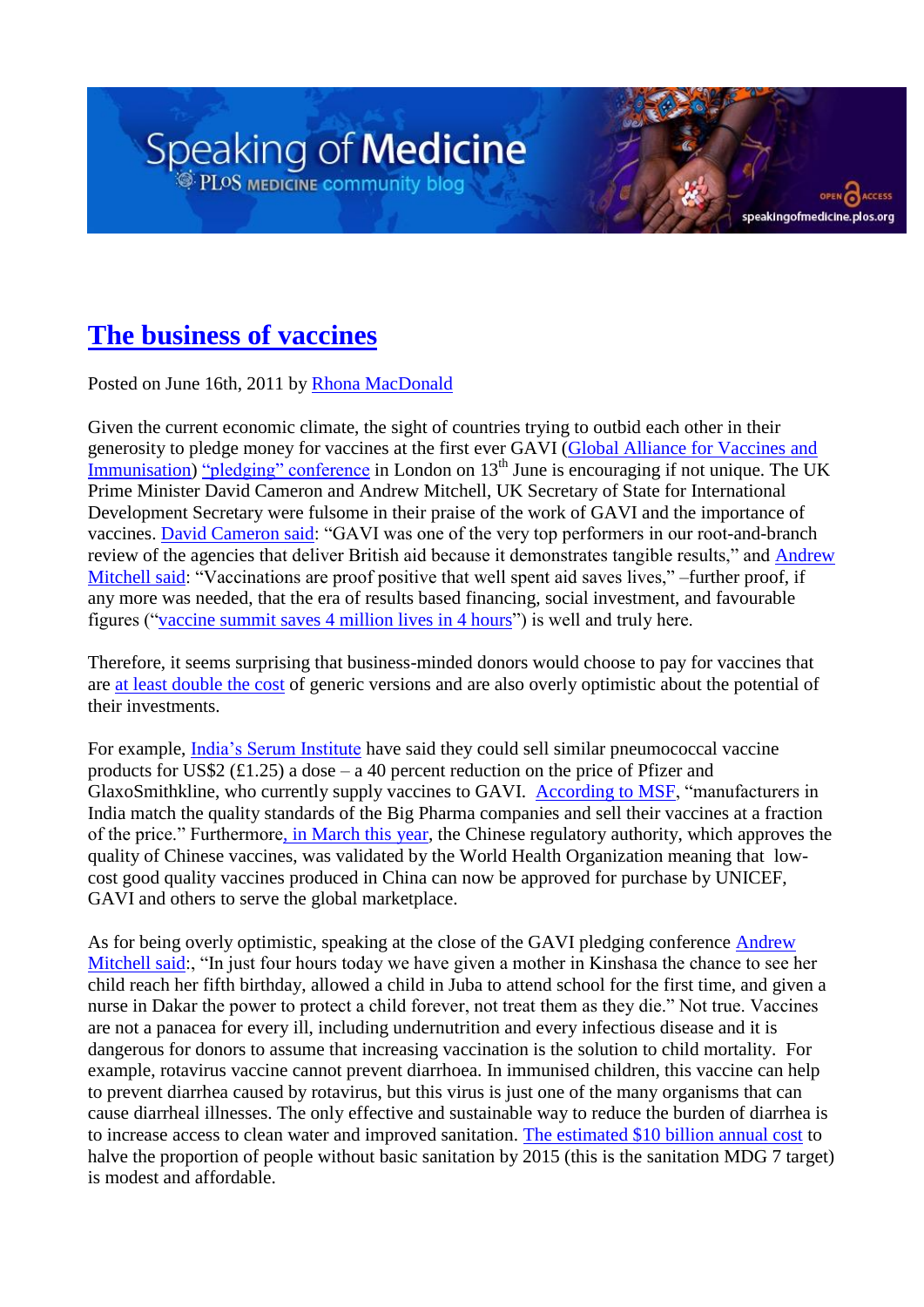# The business of vaccines

Posted on June 16th, 2011 by Rhona MacDonald

Given the current economic climate, the sight of countries trying to outbid each other in their generosity to pledge money for vaccines at the first ever GAVI (Global Alliance for Vaccines and Immunisation) "pledging" conference in London on 13th June is encouraging if not unique. The UK Prime Minister David Cameron and Andrew Mitchell, UK Secretary of State for International Development Secretary were fulsome in their praise of the work of GAVI and the importance of vaccines. David Cameron said: "GAVI was one of the very top performers in our root-and-branch review of the agencies that deliver British aid because it demonstrates tangible results," and Andrew Mitchell said: "Vaccinations are proof positive that well spent aid saves lives," –further proof, if any more was needed, that the era of results based financing, social investment, and favourable figures ("vaccine summit saves 4 million lives in 4 hours") is well and truly here.

Therefore, it seems surprising that business-minded donors would choose to pay for vaccines that are at least double the cost of generic versions and are also overly optimistic about the potential of their investments.

For example, India's Serum Institute have said they could sell similar pneumococcal vaccine products for US$2 (£1.25) a dose – a 40 percent reduction on the price of Pfizer and GlaxoSmithkline, who currently supply vaccines to GAVI. According to MSF, "manufacturers in India match the quality standards of the Big Pharma companies and sell their vaccines at a fraction of the price." Furthermore, in March this year, the Chinese regulatory authority, which approves the quality of Chinese vaccines, was validated by the World Health Organization meaning that low-cost good quality vaccines produced in China can now be approved for purchase by UNICEF, GAVI and others to serve the global marketplace.

As for being overly optimistic, speaking at the close of the GAVI pledging conference Andrew Mitchell said:, "In just four hours today we have given a mother in Kinshasa the chance to see her child reach her fifth birthday, allowed a child in Juba to attend school for the first time, and given a nurse in Dakar the power to protect a child forever, not treat them as they die." Not true. Vaccines are not a panacea for every ill, including undernutrition and every infectious disease and it is dangerous for donors to assume that increasing vaccination is the solution to child mortality. For example, rotavirus vaccine cannot prevent diarrhoea. In immunised children, this vaccine can help to prevent diarrhea caused by rotavirus, but this virus is just one of the many organisms that can cause diarrheal illnesses. The only effective and sustainable way to reduce the burden of diarrhea is to increase access to clean water and improved sanitation. The estimated $10 billion annual cost to halve the proportion of people without basic sanitation by 2015 (this is the sanitation MDG 7 target) is modest and affordable.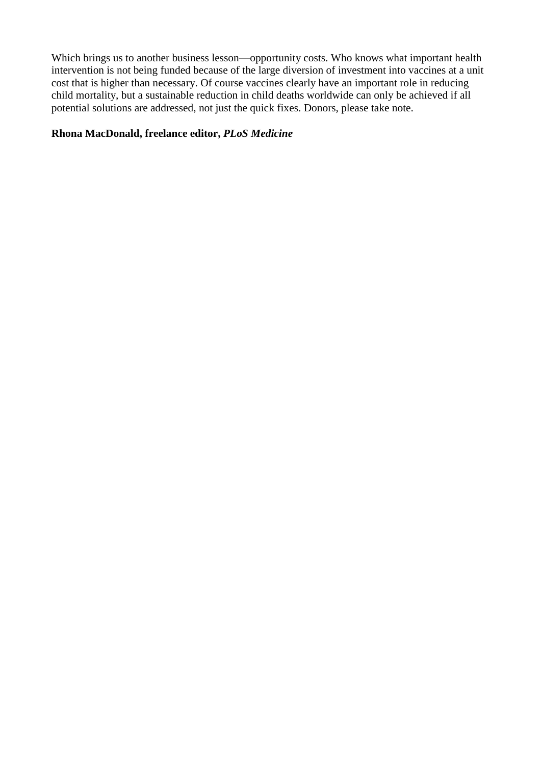Which brings us to another business lesson—opportunity costs. Who knows what important health intervention is not being funded because of the large diversion of investment into vaccines at a unit cost that is higher than necessary. Of course vaccines clearly have an important role in reducing child mortality, but a sustainable reduction in child deaths worldwide can only be achieved if all potential solutions are addressed, not just the quick fixes. Donors, please take note.

**Rhona MacDonald, freelance editor, *PLoS Medicine***